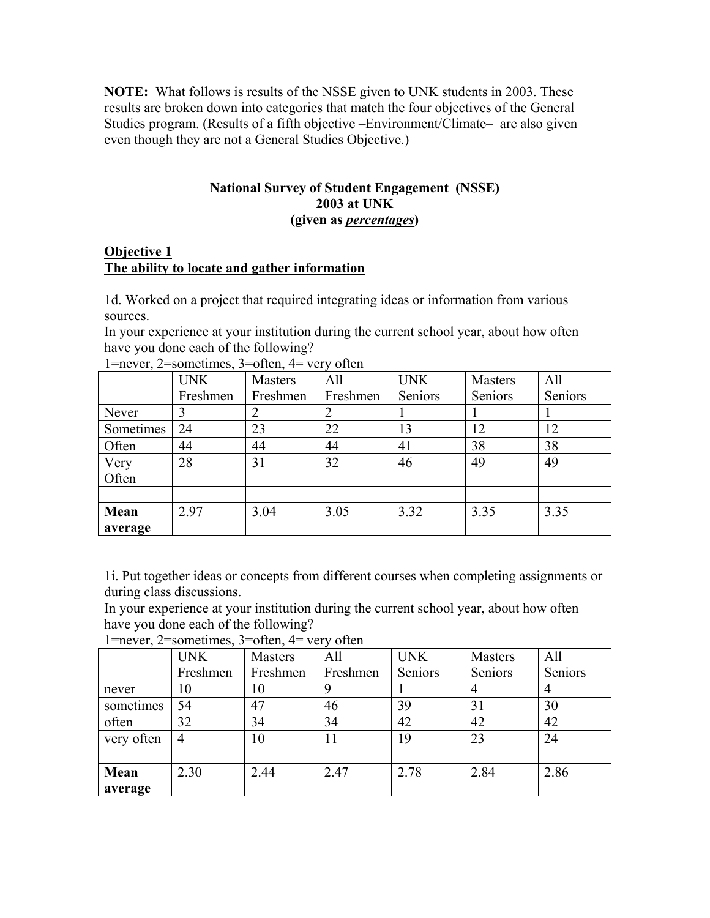**NOTE:** What follows is results of the NSSE given to UNK students in 2003. These results are broken down into categories that match the four objectives of the General Studies program. (Results of a fifth objective –Environment/Climate– are also given even though they are not a General Studies Objective.)

**National Survey of Student Engagement (NSSE)**
**2003 at UNK**
**(given as *percentages*)**

## Objective 1
## The ability to locate and gather information

1d. Worked on a project that required integrating ideas or information from various sources.
In your experience at your institution during the current school year, about how often have you done each of the following?
1=never, 2=sometimes, 3=often, 4= very often

| | UNK Freshmen | Masters Freshmen | All Freshmen | UNK Seniors | Masters Seniors | All Seniors |
|---|---|---|---|---|---|---|
| Never | 3 | 2 | 2 | 1 | 1 | 1 |
| Sometimes | 24 | 23 | 22 | 13 | 12 | 12 |
| Often | 44 | 44 | 44 | 41 | 38 | 38 |
| Very Often | 28 | 31 | 32 | 46 | 49 | 49 |
| | | | | | | |
| **Mean average** | 2.97 | 3.04 | 3.05 | 3.32 | 3.35 | 3.35 |

1i. Put together ideas or concepts from different courses when completing assignments or during class discussions.
In your experience at your institution during the current school year, about how often have you done each of the following?
1=never, 2=sometimes, 3=often, 4= very often

| | UNK Freshmen | Masters Freshmen | All Freshmen | UNK Seniors | Masters Seniors | All Seniors |
|---|---|---|---|---|---|---|
| never | 10 | 10 | 9 | 1 | 4 | 4 |
| sometimes | 54 | 47 | 46 | 39 | 31 | 30 |
| often | 32 | 34 | 34 | 42 | 42 | 42 |
| very often | 4 | 10 | 11 | 19 | 23 | 24 |
| | | | | | | |
| **Mean average** | 2.30 | 2.44 | 2.47 | 2.78 | 2.84 | 2.86 |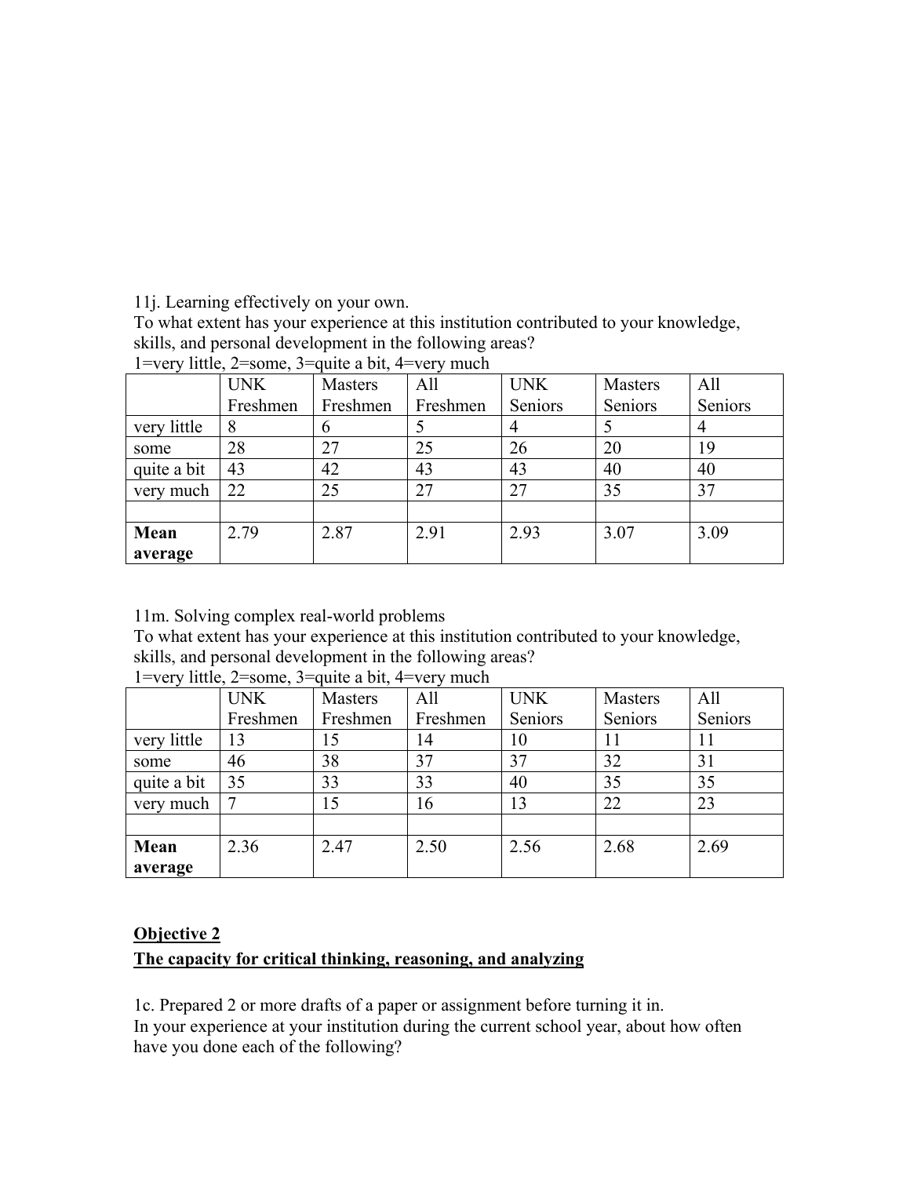11j. Learning effectively on your own.
To what extent has your experience at this institution contributed to your knowledge, skills, and personal development in the following areas?
1=very little, 2=some, 3=quite a bit, 4=very much

| | UNK Freshmen | Masters Freshmen | All Freshmen | UNK Seniors | Masters Seniors | All Seniors |
|---|---|---|---|---|---|---|
| very little | 8 | 6 | 5 | 4 | 5 | 4 |
| some | 28 | 27 | 25 | 26 | 20 | 19 |
| quite a bit | 43 | 42 | 43 | 43 | 40 | 40 |
| very much | 22 | 25 | 27 | 27 | 35 | 37 |
| | | | | | | |
| **Mean average** | 2.79 | 2.87 | 2.91 | 2.93 | 3.07 | 3.09 |

11m. Solving complex real-world problems
To what extent has your experience at this institution contributed to your knowledge, skills, and personal development in the following areas?
1=very little, 2=some, 3=quite a bit, 4=very much

| | UNK Freshmen | Masters Freshmen | All Freshmen | UNK Seniors | Masters Seniors | All Seniors |
|---|---|---|---|---|---|---|
| very little | 13 | 15 | 14 | 10 | 11 | 11 |
| some | 46 | 38 | 37 | 37 | 32 | 31 |
| quite a bit | 35 | 33 | 33 | 40 | 35 | 35 |
| very much | 7 | 15 | 16 | 13 | 22 | 23 |
| | | | | | | |
| **Mean average** | 2.36 | 2.47 | 2.50 | 2.56 | 2.68 | 2.69 |

**Objective 2**

**The capacity for critical thinking, reasoning, and analyzing**

1c. Prepared 2 or more drafts of a paper or assignment before turning it in.
In your experience at your institution during the current school year, about how often have you done each of the following?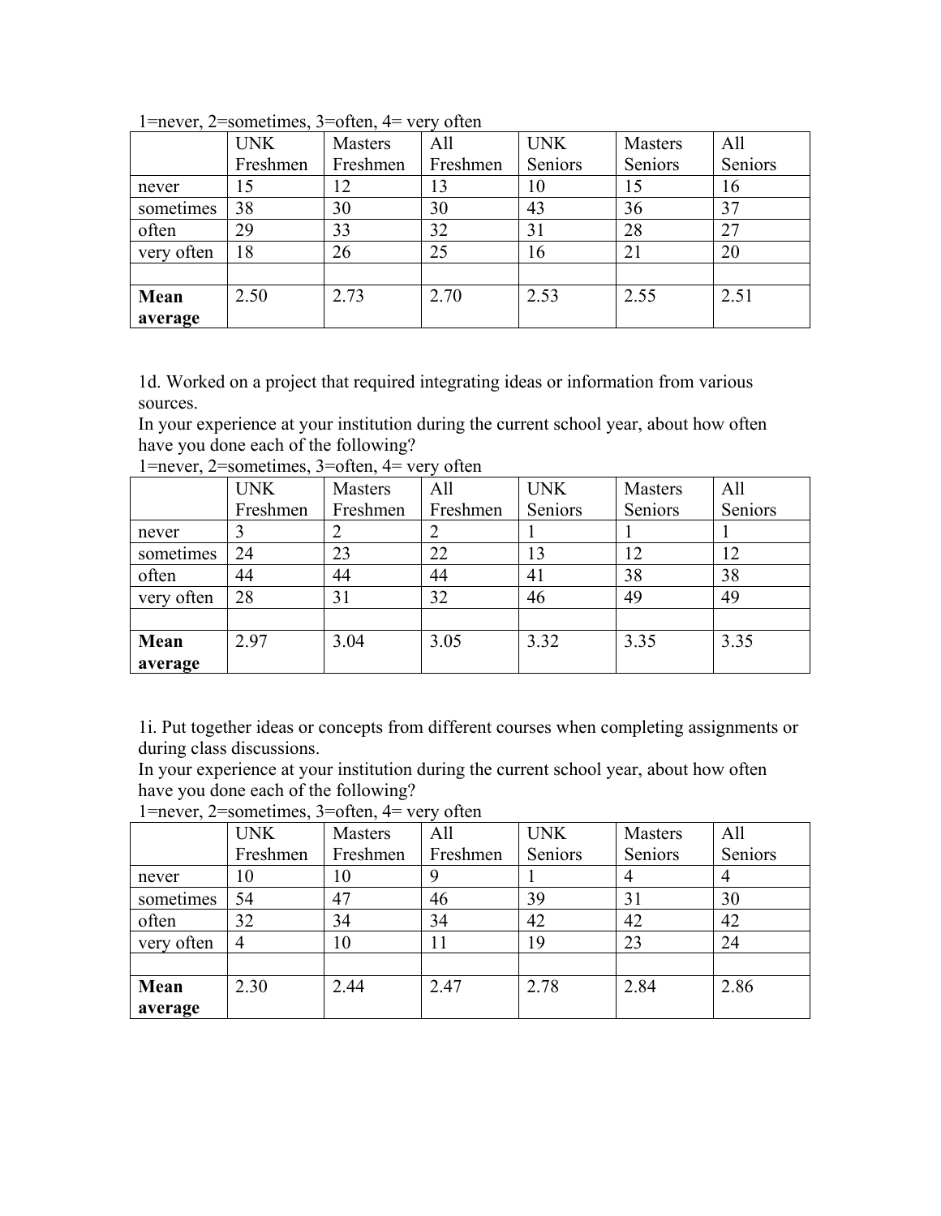1=never, 2=sometimes, 3=often, 4= very often

| | UNK Freshmen | Masters Freshmen | All Freshmen | UNK Seniors | Masters Seniors | All Seniors |
|---|---|---|---|---|---|---|
| never | 15 | 12 | 13 | 10 | 15 | 16 |
| sometimes | 38 | 30 | 30 | 43 | 36 | 37 |
| often | 29 | 33 | 32 | 31 | 28 | 27 |
| very often | 18 | 26 | 25 | 16 | 21 | 20 |
| | | | | | | |
| **Mean average** | 2.50 | 2.73 | 2.70 | 2.53 | 2.55 | 2.51 |

1d. Worked on a project that required integrating ideas or information from various sources.
In your experience at your institution during the current school year, about how often have you done each of the following?
1=never, 2=sometimes, 3=often, 4= very often

| | UNK Freshmen | Masters Freshmen | All Freshmen | UNK Seniors | Masters Seniors | All Seniors |
|---|---|---|---|---|---|---|
| never | 3 | 2 | 2 | 1 | 1 | 1 |
| sometimes | 24 | 23 | 22 | 13 | 12 | 12 |
| often | 44 | 44 | 44 | 41 | 38 | 38 |
| very often | 28 | 31 | 32 | 46 | 49 | 49 |
| | | | | | | |
| **Mean average** | 2.97 | 3.04 | 3.05 | 3.32 | 3.35 | 3.35 |

1i. Put together ideas or concepts from different courses when completing assignments or during class discussions.
In your experience at your institution during the current school year, about how often have you done each of the following?
1=never, 2=sometimes, 3=often, 4= very often

| | UNK Freshmen | Masters Freshmen | All Freshmen | UNK Seniors | Masters Seniors | All Seniors |
|---|---|---|---|---|---|---|
| never | 10 | 10 | 9 | 1 | 4 | 4 |
| sometimes | 54 | 47 | 46 | 39 | 31 | 30 |
| often | 32 | 34 | 34 | 42 | 42 | 42 |
| very often | 4 | 10 | 11 | 19 | 23 | 24 |
| | | | | | | |
| **Mean average** | 2.30 | 2.44 | 2.47 | 2.78 | 2.84 | 2.86 |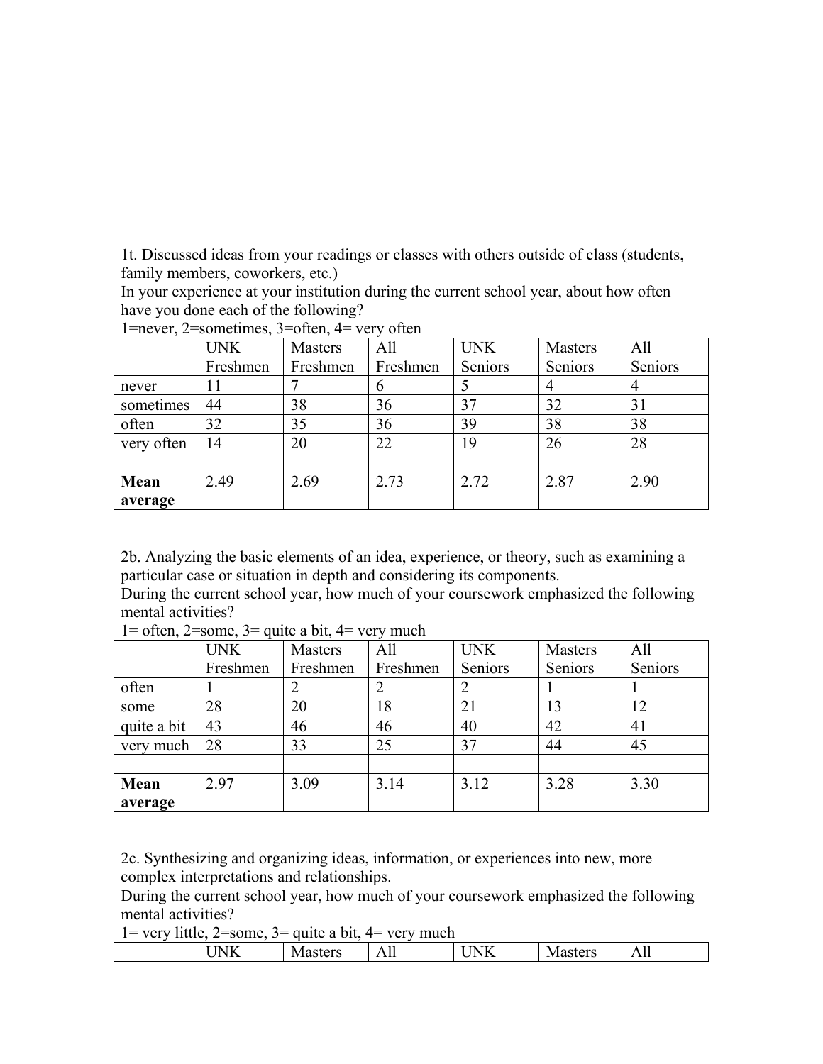1t. Discussed ideas from your readings or classes with others outside of class (students, family members, coworkers, etc.)
In your experience at your institution during the current school year, about how often have you done each of the following?
1=never, 2=sometimes, 3=often, 4= very often

| | UNK Freshmen | Masters Freshmen | All Freshmen | UNK Seniors | Masters Seniors | All Seniors |
|---|---|---|---|---|---|---|
| never | 11 | 7 | 6 | 5 | 4 | 4 |
| sometimes | 44 | 38 | 36 | 37 | 32 | 31 |
| often | 32 | 35 | 36 | 39 | 38 | 38 |
| very often | 14 | 20 | 22 | 19 | 26 | 28 |
| | | | | | | |
| **Mean average** | 2.49 | 2.69 | 2.73 | 2.72 | 2.87 | 2.90 |

2b. Analyzing the basic elements of an idea, experience, or theory, such as examining a particular case or situation in depth and considering its components.
During the current school year, how much of your coursework emphasized the following mental activities?
1= often, 2=some, 3= quite a bit, 4= very much

| | UNK Freshmen | Masters Freshmen | All Freshmen | UNK Seniors | Masters Seniors | All Seniors |
|---|---|---|---|---|---|---|
| often | 1 | 2 | 2 | 2 | 1 | 1 |
| some | 28 | 20 | 18 | 21 | 13 | 12 |
| quite a bit | 43 | 46 | 46 | 40 | 42 | 41 |
| very much | 28 | 33 | 25 | 37 | 44 | 45 |
| | | | | | | |
| **Mean average** | 2.97 | 3.09 | 3.14 | 3.12 | 3.28 | 3.30 |

2c. Synthesizing and organizing ideas, information, or experiences into new, more complex interpretations and relationships.
During the current school year, how much of your coursework emphasized the following mental activities?
1= very little, 2=some, 3= quite a bit, 4= very much

| | UNK | Masters | All | UNK | Masters | All |
|---|---|---|---|---|---|---|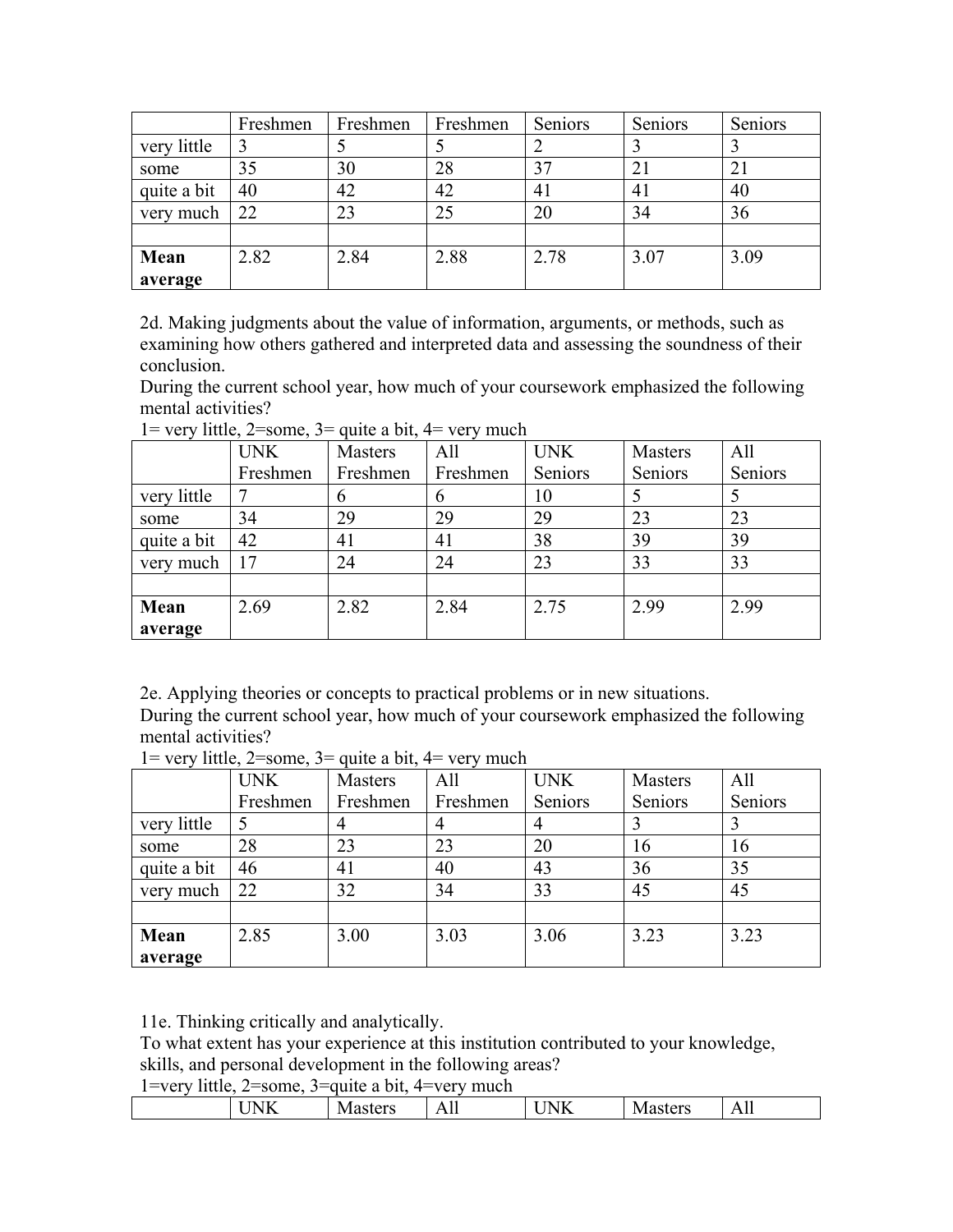|  | Freshmen | Freshmen | Freshmen | Seniors | Seniors | Seniors |
|---|---|---|---|---|---|---|
| very little | 3 | 5 | 5 | 2 | 3 | 3 |
| some | 35 | 30 | 28 | 37 | 21 | 21 |
| quite a bit | 40 | 42 | 42 | 41 | 41 | 40 |
| very much | 22 | 23 | 25 | 20 | 34 | 36 |
|  |  |  |  |  |  |  |
| **Mean average** | 2.82 | 2.84 | 2.88 | 2.78 | 3.07 | 3.09 |

2d. Making judgments about the value of information, arguments, or methods, such as examining how others gathered and interpreted data and assessing the soundness of their conclusion.
During the current school year, how much of your coursework emphasized the following mental activities?
1= very little, 2=some, 3= quite a bit, 4= very much

|  | UNK Freshmen | Masters Freshmen | All Freshmen | UNK Seniors | Masters Seniors | All Seniors |
|---|---|---|---|---|---|---|
| very little | 7 | 6 | 6 | 10 | 5 | 5 |
| some | 34 | 29 | 29 | 29 | 23 | 23 |
| quite a bit | 42 | 41 | 41 | 38 | 39 | 39 |
| very much | 17 | 24 | 24 | 23 | 33 | 33 |
|  |  |  |  |  |  |  |
| **Mean average** | 2.69 | 2.82 | 2.84 | 2.75 | 2.99 | 2.99 |

2e. Applying theories or concepts to practical problems or in new situations.
During the current school year, how much of your coursework emphasized the following mental activities?
1= very little, 2=some, 3= quite a bit, 4= very much

|  | UNK Freshmen | Masters Freshmen | All Freshmen | UNK Seniors | Masters Seniors | All Seniors |
|---|---|---|---|---|---|---|
| very little | 5 | 4 | 4 | 4 | 3 | 3 |
| some | 28 | 23 | 23 | 20 | 16 | 16 |
| quite a bit | 46 | 41 | 40 | 43 | 36 | 35 |
| very much | 22 | 32 | 34 | 33 | 45 | 45 |
|  |  |  |  |  |  |  |
| **Mean average** | 2.85 | 3.00 | 3.03 | 3.06 | 3.23 | 3.23 |

11e. Thinking critically and analytically.
To what extent has your experience at this institution contributed to your knowledge, skills, and personal development in the following areas?
1=very little, 2=some, 3=quite a bit, 4=very much

|  | UNK | Masters | All | UNK | Masters | All |
|---|---|---|---|---|---|---|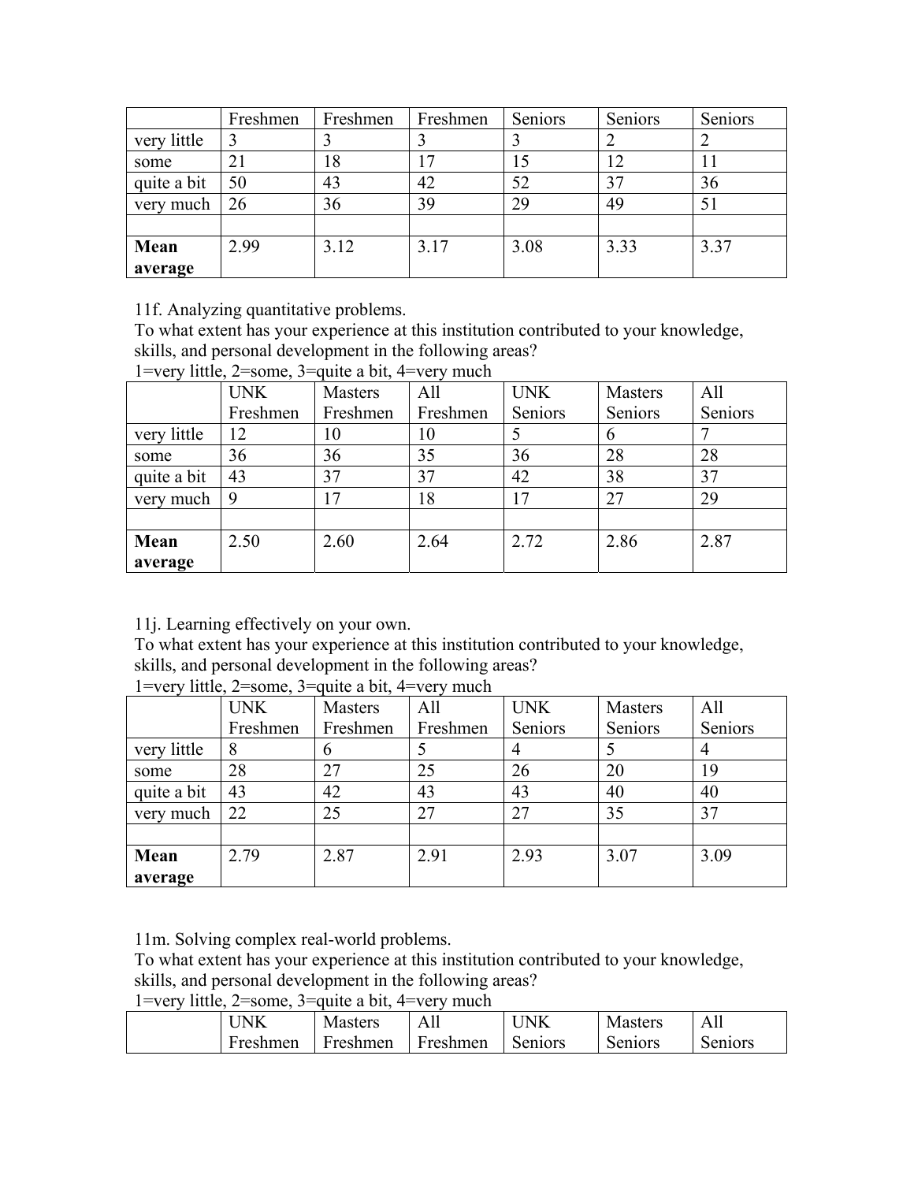| | Freshmen | Freshmen | Freshmen | Seniors | Seniors | Seniors |
|---|---|---|---|---|---|---|
| very little | 3 | 3 | 3 | 3 | 2 | 2 |
| some | 21 | 18 | 17 | 15 | 12 | 11 |
| quite a bit | 50 | 43 | 42 | 52 | 37 | 36 |
| very much | 26 | 36 | 39 | 29 | 49 | 51 |
| | | | | | | |
| **Mean average** | 2.99 | 3.12 | 3.17 | 3.08 | 3.33 | 3.37 |

11f. Analyzing quantitative problems.
To what extent has your experience at this institution contributed to your knowledge, skills, and personal development in the following areas?
1=very little, 2=some, 3=quite a bit, 4=very much

| | UNK Freshmen | Masters Freshmen | All Freshmen | UNK Seniors | Masters Seniors | All Seniors |
|---|---|---|---|---|---|---|
| very little | 12 | 10 | 10 | 5 | 6 | 7 |
| some | 36 | 36 | 35 | 36 | 28 | 28 |
| quite a bit | 43 | 37 | 37 | 42 | 38 | 37 |
| very much | 9 | 17 | 18 | 17 | 27 | 29 |
| | | | | | | |
| **Mean average** | 2.50 | 2.60 | 2.64 | 2.72 | 2.86 | 2.87 |

11j. Learning effectively on your own.
To what extent has your experience at this institution contributed to your knowledge, skills, and personal development in the following areas?
1=very little, 2=some, 3=quite a bit, 4=very much

| | UNK Freshmen | Masters Freshmen | All Freshmen | UNK Seniors | Masters Seniors | All Seniors |
|---|---|---|---|---|---|---|
| very little | 8 | 6 | 5 | 4 | 5 | 4 |
| some | 28 | 27 | 25 | 26 | 20 | 19 |
| quite a bit | 43 | 42 | 43 | 43 | 40 | 40 |
| very much | 22 | 25 | 27 | 27 | 35 | 37 |
| | | | | | | |
| **Mean average** | 2.79 | 2.87 | 2.91 | 2.93 | 3.07 | 3.09 |

11m. Solving complex real-world problems.
To what extent has your experience at this institution contributed to your knowledge, skills, and personal development in the following areas?
1=very little, 2=some, 3=quite a bit, 4=very much

| | UNK Freshmen | Masters Freshmen | All Freshmen | UNK Seniors | Masters Seniors | All Seniors |
|---|---|---|---|---|---|---|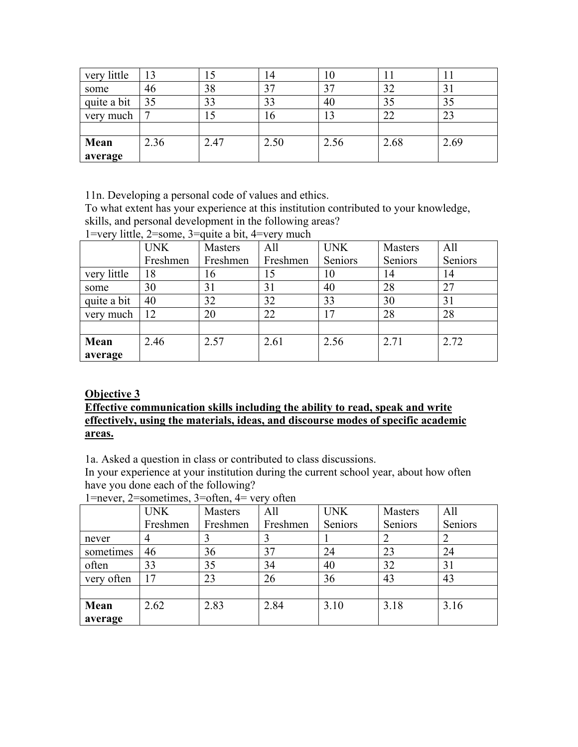|  |  |  |  |  |  |  |
|---|---|---|---|---|---|---|
| very little | 13 | 15 | 14 | 10 | 11 | 11 |
| some | 46 | 38 | 37 | 37 | 32 | 31 |
| quite a bit | 35 | 33 | 33 | 40 | 35 | 35 |
| very much | 7 | 15 | 16 | 13 | 22 | 23 |
|  |  |  |  |  |  |  |
| **Mean average** | 2.36 | 2.47 | 2.50 | 2.56 | 2.68 | 2.69 |

11n. Developing a personal code of values and ethics.
To what extent has your experience at this institution contributed to your knowledge, skills, and personal development in the following areas?
1=very little, 2=some, 3=quite a bit, 4=very much

|  | UNK Freshmen | Masters Freshmen | All Freshmen | UNK Seniors | Masters Seniors | All Seniors |
|---|---|---|---|---|---|---|
| very little | 18 | 16 | 15 | 10 | 14 | 14 |
| some | 30 | 31 | 31 | 40 | 28 | 27 |
| quite a bit | 40 | 32 | 32 | 33 | 30 | 31 |
| very much | 12 | 20 | 22 | 17 | 28 | 28 |
|  |  |  |  |  |  |  |
| **Mean average** | 2.46 | 2.57 | 2.61 | 2.56 | 2.71 | 2.72 |

**Objective 3**
**Effective communication skills including the ability to read, speak and write effectively, using the materials, ideas, and discourse modes of specific academic areas.**

1a. Asked a question in class or contributed to class discussions.
In your experience at your institution during the current school year, about how often have you done each of the following?
1=never, 2=sometimes, 3=often, 4= very often

|  | UNK Freshmen | Masters Freshmen | All Freshmen | UNK Seniors | Masters Seniors | All Seniors |
|---|---|---|---|---|---|---|
| never | 4 | 3 | 3 | 1 | 2 | 2 |
| sometimes | 46 | 36 | 37 | 24 | 23 | 24 |
| often | 33 | 35 | 34 | 40 | 32 | 31 |
| very often | 17 | 23 | 26 | 36 | 43 | 43 |
|  |  |  |  |  |  |  |
| **Mean average** | 2.62 | 2.83 | 2.84 | 3.10 | 3.18 | 3.16 |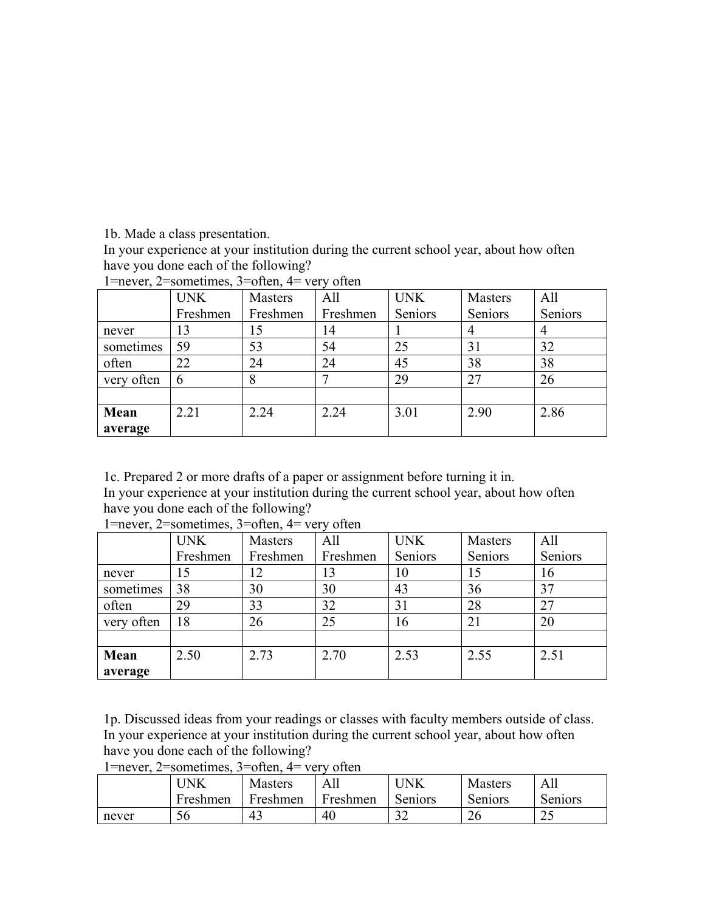1b. Made a class presentation.
In your experience at your institution during the current school year, about how often have you done each of the following?
1=never, 2=sometimes, 3=often, 4= very often

| | UNK Freshmen | Masters Freshmen | All Freshmen | UNK Seniors | Masters Seniors | All Seniors |
|---|---|---|---|---|---|---|
| never | 13 | 15 | 14 | 1 | 4 | 4 |
| sometimes | 59 | 53 | 54 | 25 | 31 | 32 |
| often | 22 | 24 | 24 | 45 | 38 | 38 |
| very often | 6 | 8 | 7 | 29 | 27 | 26 |
| | | | | | | |
| **Mean average** | 2.21 | 2.24 | 2.24 | 3.01 | 2.90 | 2.86 |

1c. Prepared 2 or more drafts of a paper or assignment before turning it in.
In your experience at your institution during the current school year, about how often have you done each of the following?
1=never, 2=sometimes, 3=often, 4= very often

| | UNK Freshmen | Masters Freshmen | All Freshmen | UNK Seniors | Masters Seniors | All Seniors |
|---|---|---|---|---|---|---|
| never | 15 | 12 | 13 | 10 | 15 | 16 |
| sometimes | 38 | 30 | 30 | 43 | 36 | 37 |
| often | 29 | 33 | 32 | 31 | 28 | 27 |
| very often | 18 | 26 | 25 | 16 | 21 | 20 |
| | | | | | | |
| **Mean average** | 2.50 | 2.73 | 2.70 | 2.53 | 2.55 | 2.51 |

1p. Discussed ideas from your readings or classes with faculty members outside of class.
In your experience at your institution during the current school year, about how often have you done each of the following?
1=never, 2=sometimes, 3=often, 4= very often

| | UNK Freshmen | Masters Freshmen | All Freshmen | UNK Seniors | Masters Seniors | All Seniors |
|---|---|---|---|---|---|---|
| never | 56 | 43 | 40 | 32 | 26 | 25 |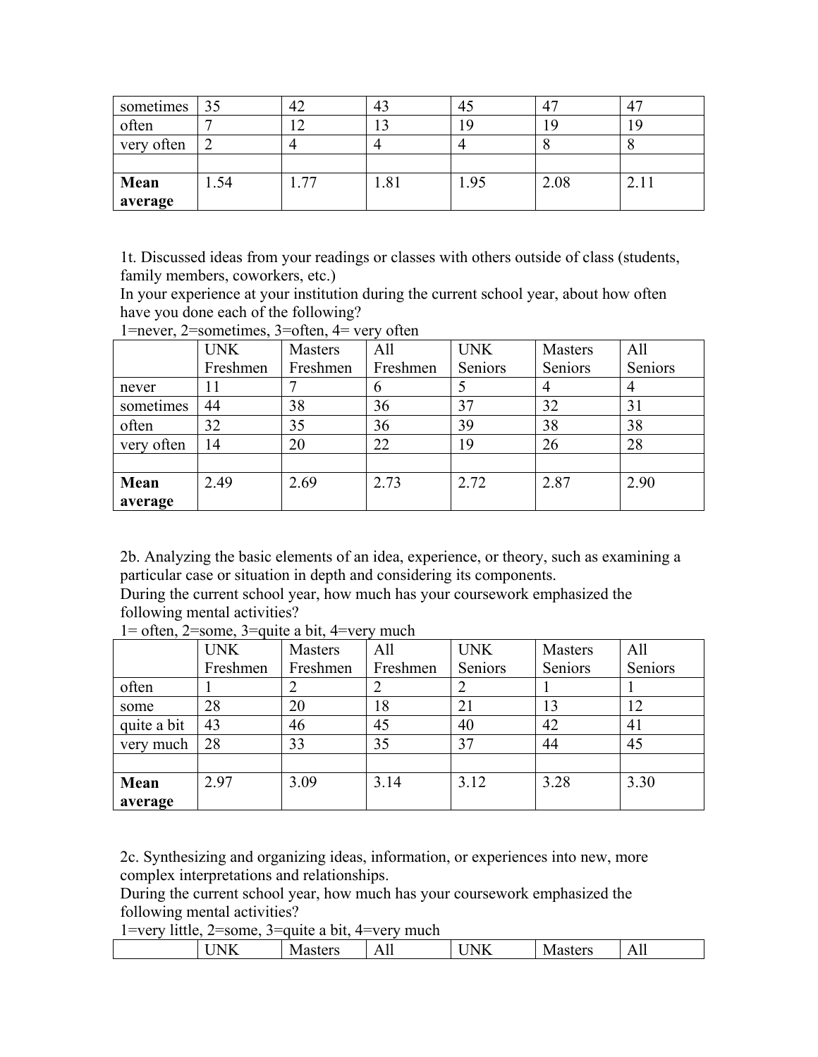| | | | | | | |
|---|---|---|---|---|---|---|
| sometimes | 35 | 42 | 43 | 45 | 47 | 47 |
| often | 7 | 12 | 13 | 19 | 19 | 19 |
| very often | 2 | 4 | 4 | 4 | 8 | 8 |
| | | | | | | |
| **Mean average** | 1.54 | 1.77 | 1.81 | 1.95 | 2.08 | 2.11 |

1t. Discussed ideas from your readings or classes with others outside of class (students, family members, coworkers, etc.)
In your experience at your institution during the current school year, about how often have you done each of the following?
1=never, 2=sometimes, 3=often, 4= very often

| | UNK Freshmen | Masters Freshmen | All Freshmen | UNK Seniors | Masters Seniors | All Seniors |
|---|---|---|---|---|---|---|
| never | 11 | 7 | 6 | 5 | 4 | 4 |
| sometimes | 44 | 38 | 36 | 37 | 32 | 31 |
| often | 32 | 35 | 36 | 39 | 38 | 38 |
| very often | 14 | 20 | 22 | 19 | 26 | 28 |
| | | | | | | |
| **Mean average** | 2.49 | 2.69 | 2.73 | 2.72 | 2.87 | 2.90 |

2b. Analyzing the basic elements of an idea, experience, or theory, such as examining a particular case or situation in depth and considering its components.
During the current school year, how much has your coursework emphasized the following mental activities?
1= often, 2=some, 3=quite a bit, 4=very much

| | UNK Freshmen | Masters Freshmen | All Freshmen | UNK Seniors | Masters Seniors | All Seniors |
|---|---|---|---|---|---|---|
| often | 1 | 2 | 2 | 2 | 1 | 1 |
| some | 28 | 20 | 18 | 21 | 13 | 12 |
| quite a bit | 43 | 46 | 45 | 40 | 42 | 41 |
| very much | 28 | 33 | 35 | 37 | 44 | 45 |
| | | | | | | |
| **Mean average** | 2.97 | 3.09 | 3.14 | 3.12 | 3.28 | 3.30 |

2c. Synthesizing and organizing ideas, information, or experiences into new, more complex interpretations and relationships.
During the current school year, how much has your coursework emphasized the following mental activities?
1=very little, 2=some, 3=quite a bit, 4=very much

| | UNK | Masters | All | UNK | Masters | All |
|---|---|---|---|---|---|---|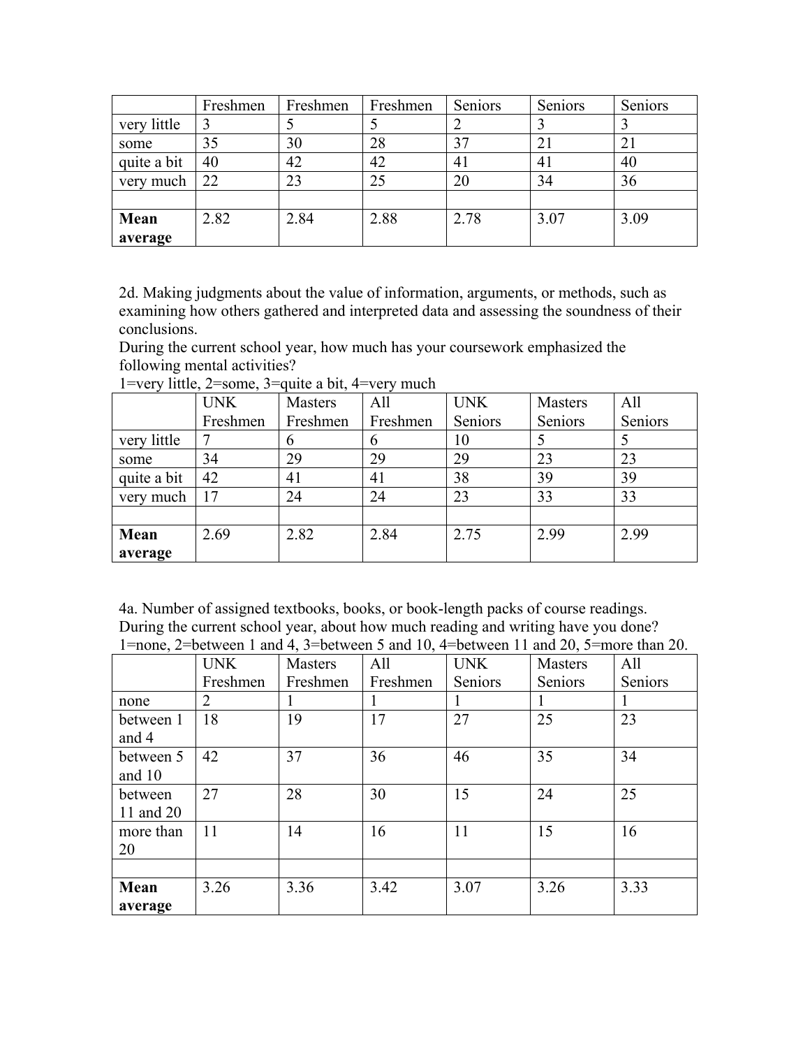| | Freshmen | Freshmen | Freshmen | Seniors | Seniors | Seniors |
|---|---|---|---|---|---|---|
| very little | 3 | 5 | 5 | 2 | 3 | 3 |
| some | 35 | 30 | 28 | 37 | 21 | 21 |
| quite a bit | 40 | 42 | 42 | 41 | 41 | 40 |
| very much | 22 | 23 | 25 | 20 | 34 | 36 |
| | | | | | | |
| **Mean average** | 2.82 | 2.84 | 2.88 | 2.78 | 3.07 | 3.09 |

2d. Making judgments about the value of information, arguments, or methods, such as examining how others gathered and interpreted data and assessing the soundness of their conclusions.
During the current school year, how much has your coursework emphasized the following mental activities?
1=very little, 2=some, 3=quite a bit, 4=very much

| | UNK Freshmen | Masters Freshmen | All Freshmen | UNK Seniors | Masters Seniors | All Seniors |
|---|---|---|---|---|---|---|
| very little | 7 | 6 | 6 | 10 | 5 | 5 |
| some | 34 | 29 | 29 | 29 | 23 | 23 |
| quite a bit | 42 | 41 | 41 | 38 | 39 | 39 |
| very much | 17 | 24 | 24 | 23 | 33 | 33 |
| | | | | | | |
| **Mean average** | 2.69 | 2.82 | 2.84 | 2.75 | 2.99 | 2.99 |

4a. Number of assigned textbooks, books, or book-length packs of course readings.
During the current school year, about how much reading and writing have you done?
1=none, 2=between 1 and 4, 3=between 5 and 10, 4=between 11 and 20, 5=more than 20.

| | UNK Freshmen | Masters Freshmen | All Freshmen | UNK Seniors | Masters Seniors | All Seniors |
|---|---|---|---|---|---|---|
| none | 2 | 1 | 1 | 1 | 1 | 1 |
| between 1 and 4 | 18 | 19 | 17 | 27 | 25 | 23 |
| between 5 and 10 | 42 | 37 | 36 | 46 | 35 | 34 |
| between 11 and 20 | 27 | 28 | 30 | 15 | 24 | 25 |
| more than 20 | 11 | 14 | 16 | 11 | 15 | 16 |
| | | | | | | |
| **Mean average** | 3.26 | 3.36 | 3.42 | 3.07 | 3.26 | 3.33 |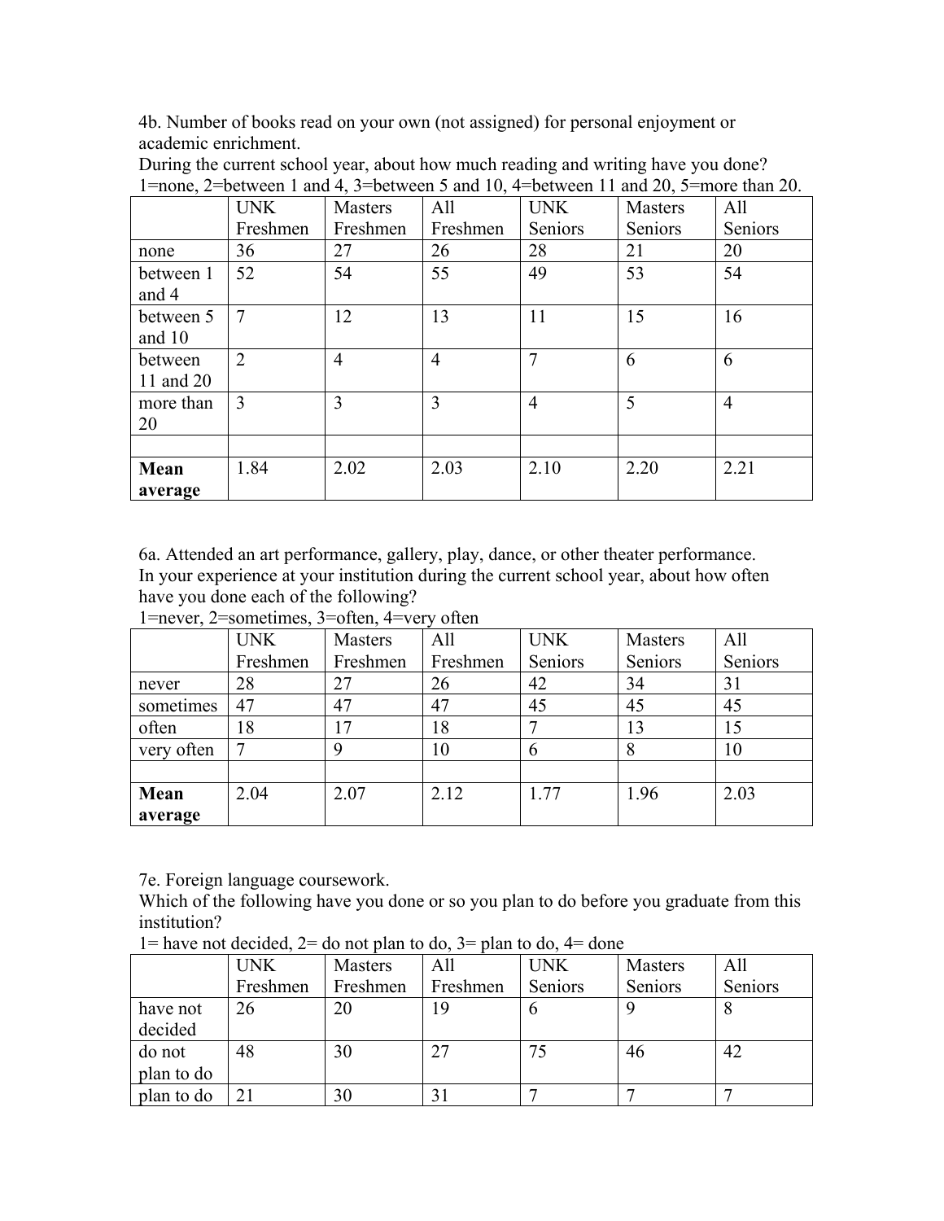4b. Number of books read on your own (not assigned) for personal enjoyment or academic enrichment.
During the current school year, about how much reading and writing have you done?
1=none, 2=between 1 and 4, 3=between 5 and 10, 4=between 11 and 20, 5=more than 20.

| | UNK Freshmen | Masters Freshmen | All Freshmen | UNK Seniors | Masters Seniors | All Seniors |
|---|---|---|---|---|---|---|
| none | 36 | 27 | 26 | 28 | 21 | 20 |
| between 1 and 4 | 52 | 54 | 55 | 49 | 53 | 54 |
| between 5 and 10 | 7 | 12 | 13 | 11 | 15 | 16 |
| between 11 and 20 | 2 | 4 | 4 | 7 | 6 | 6 |
| more than 20 | 3 | 3 | 3 | 4 | 5 | 4 |
| | | | | | | |
| **Mean average** | 1.84 | 2.02 | 2.03 | 2.10 | 2.20 | 2.21 |

6a. Attended an art performance, gallery, play, dance, or other theater performance.
In your experience at your institution during the current school year, about how often have you done each of the following?
1=never, 2=sometimes, 3=often, 4=very often

| | UNK Freshmen | Masters Freshmen | All Freshmen | UNK Seniors | Masters Seniors | All Seniors |
|---|---|---|---|---|---|---|
| never | 28 | 27 | 26 | 42 | 34 | 31 |
| sometimes | 47 | 47 | 47 | 45 | 45 | 45 |
| often | 18 | 17 | 18 | 7 | 13 | 15 |
| very often | 7 | 9 | 10 | 6 | 8 | 10 |
| | | | | | | |
| **Mean average** | 2.04 | 2.07 | 2.12 | 1.77 | 1.96 | 2.03 |

7e. Foreign language coursework.
Which of the following have you done or so you plan to do before you graduate from this institution?
1= have not decided, 2= do not plan to do, 3= plan to do, 4= done

| | UNK Freshmen | Masters Freshmen | All Freshmen | UNK Seniors | Masters Seniors | All Seniors |
|---|---|---|---|---|---|---|
| have not decided | 26 | 20 | 19 | 6 | 9 | 8 |
| do not plan to do | 48 | 30 | 27 | 75 | 46 | 42 |
| plan to do | 21 | 30 | 31 | 7 | 7 | 7 |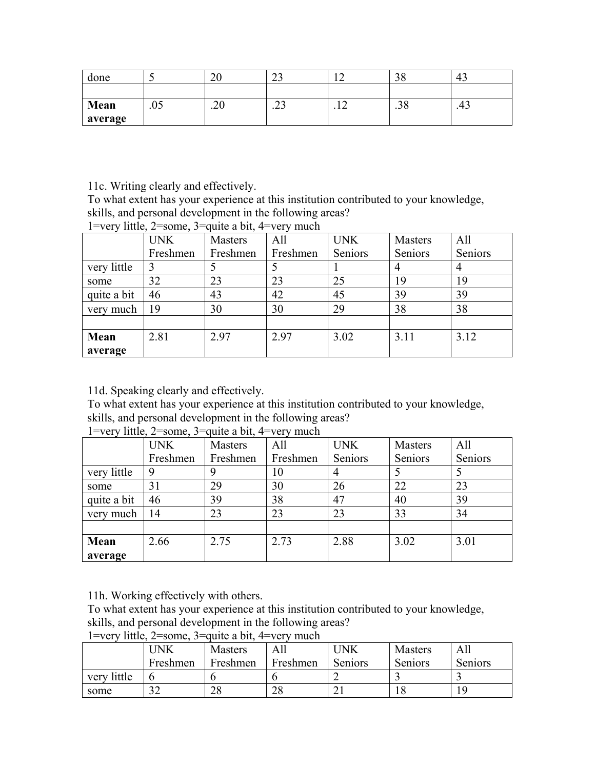| done | 5 | 20 | 23 | 12 | 38 | 43 |
|---|---|---|---|---|---|---|
| | | | | | | |
| **Mean average** | .05 | .20 | .23 | .12 | .38 | .43 |

11c. Writing clearly and effectively.
To what extent has your experience at this institution contributed to your knowledge, skills, and personal development in the following areas?
1=very little, 2=some, 3=quite a bit, 4=very much

| | UNK Freshmen | Masters Freshmen | All Freshmen | UNK Seniors | Masters Seniors | All Seniors |
|---|---|---|---|---|---|---|
| very little | 3 | 5 | 5 | 1 | 4 | 4 |
| some | 32 | 23 | 23 | 25 | 19 | 19 |
| quite a bit | 46 | 43 | 42 | 45 | 39 | 39 |
| very much | 19 | 30 | 30 | 29 | 38 | 38 |
| | | | | | | |
| **Mean average** | 2.81 | 2.97 | 2.97 | 3.02 | 3.11 | 3.12 |

11d. Speaking clearly and effectively.
To what extent has your experience at this institution contributed to your knowledge, skills, and personal development in the following areas?
1=very little, 2=some, 3=quite a bit, 4=very much

| | UNK Freshmen | Masters Freshmen | All Freshmen | UNK Seniors | Masters Seniors | All Seniors |
|---|---|---|---|---|---|---|
| very little | 9 | 9 | 10 | 4 | 5 | 5 |
| some | 31 | 29 | 30 | 26 | 22 | 23 |
| quite a bit | 46 | 39 | 38 | 47 | 40 | 39 |
| very much | 14 | 23 | 23 | 23 | 33 | 34 |
| | | | | | | |
| **Mean average** | 2.66 | 2.75 | 2.73 | 2.88 | 3.02 | 3.01 |

11h. Working effectively with others.
To what extent has your experience at this institution contributed to your knowledge, skills, and personal development in the following areas?
1=very little, 2=some, 3=quite a bit, 4=very much

| | UNK Freshmen | Masters Freshmen | All Freshmen | UNK Seniors | Masters Seniors | All Seniors |
|---|---|---|---|---|---|---|
| very little | 6 | 6 | 6 | 2 | 3 | 3 |
| some | 32 | 28 | 28 | 21 | 18 | 19 |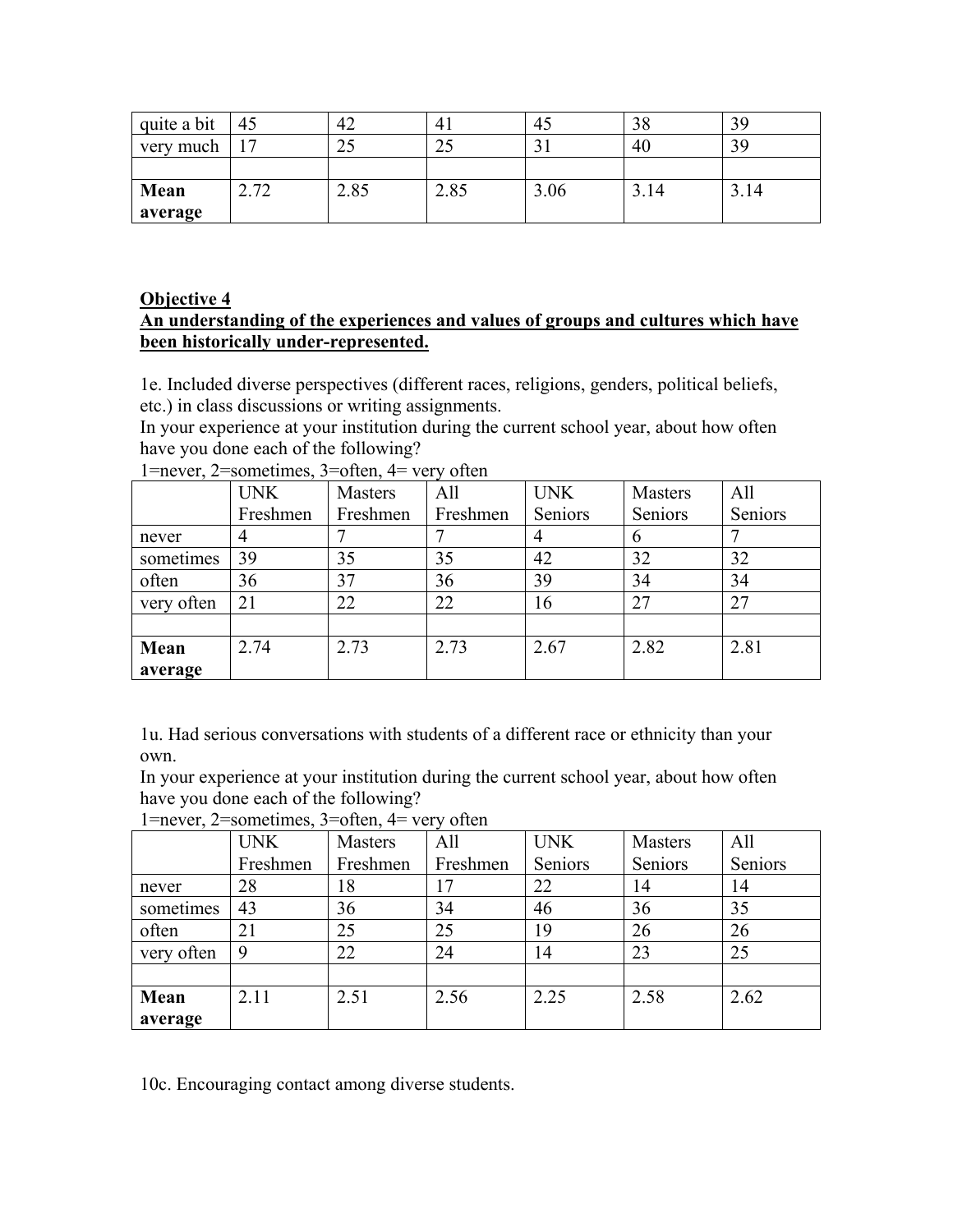| quite a bit | 45 | 42 | 41 | 45 | 38 | 39 |
|---|---|---|---|---|---|---|
| very much | 17 | 25 | 25 | 31 | 40 | 39 |
| | | | | | | |
| **Mean average** | 2.72 | 2.85 | 2.85 | 3.06 | 3.14 | 3.14 |

**Objective 4**

**An understanding of the experiences and values of groups and cultures which have been historically under-represented.**

1e. Included diverse perspectives (different races, religions, genders, political beliefs, etc.) in class discussions or writing assignments.
In your experience at your institution during the current school year, about how often have you done each of the following?
1=never, 2=sometimes, 3=often, 4= very often

| | UNK Freshmen | Masters Freshmen | All Freshmen | UNK Seniors | Masters Seniors | All Seniors |
|---|---|---|---|---|---|---|
| never | 4 | 7 | 7 | 4 | 6 | 7 |
| sometimes | 39 | 35 | 35 | 42 | 32 | 32 |
| often | 36 | 37 | 36 | 39 | 34 | 34 |
| very often | 21 | 22 | 22 | 16 | 27 | 27 |
| | | | | | | |
| **Mean average** | 2.74 | 2.73 | 2.73 | 2.67 | 2.82 | 2.81 |

1u. Had serious conversations with students of a different race or ethnicity than your own.
In your experience at your institution during the current school year, about how often have you done each of the following?
1=never, 2=sometimes, 3=often, 4= very often

| | UNK Freshmen | Masters Freshmen | All Freshmen | UNK Seniors | Masters Seniors | All Seniors |
|---|---|---|---|---|---|---|
| never | 28 | 18 | 17 | 22 | 14 | 14 |
| sometimes | 43 | 36 | 34 | 46 | 36 | 35 |
| often | 21 | 25 | 25 | 19 | 26 | 26 |
| very often | 9 | 22 | 24 | 14 | 23 | 25 |
| | | | | | | |
| **Mean average** | 2.11 | 2.51 | 2.56 | 2.25 | 2.58 | 2.62 |

10c. Encouraging contact among diverse students.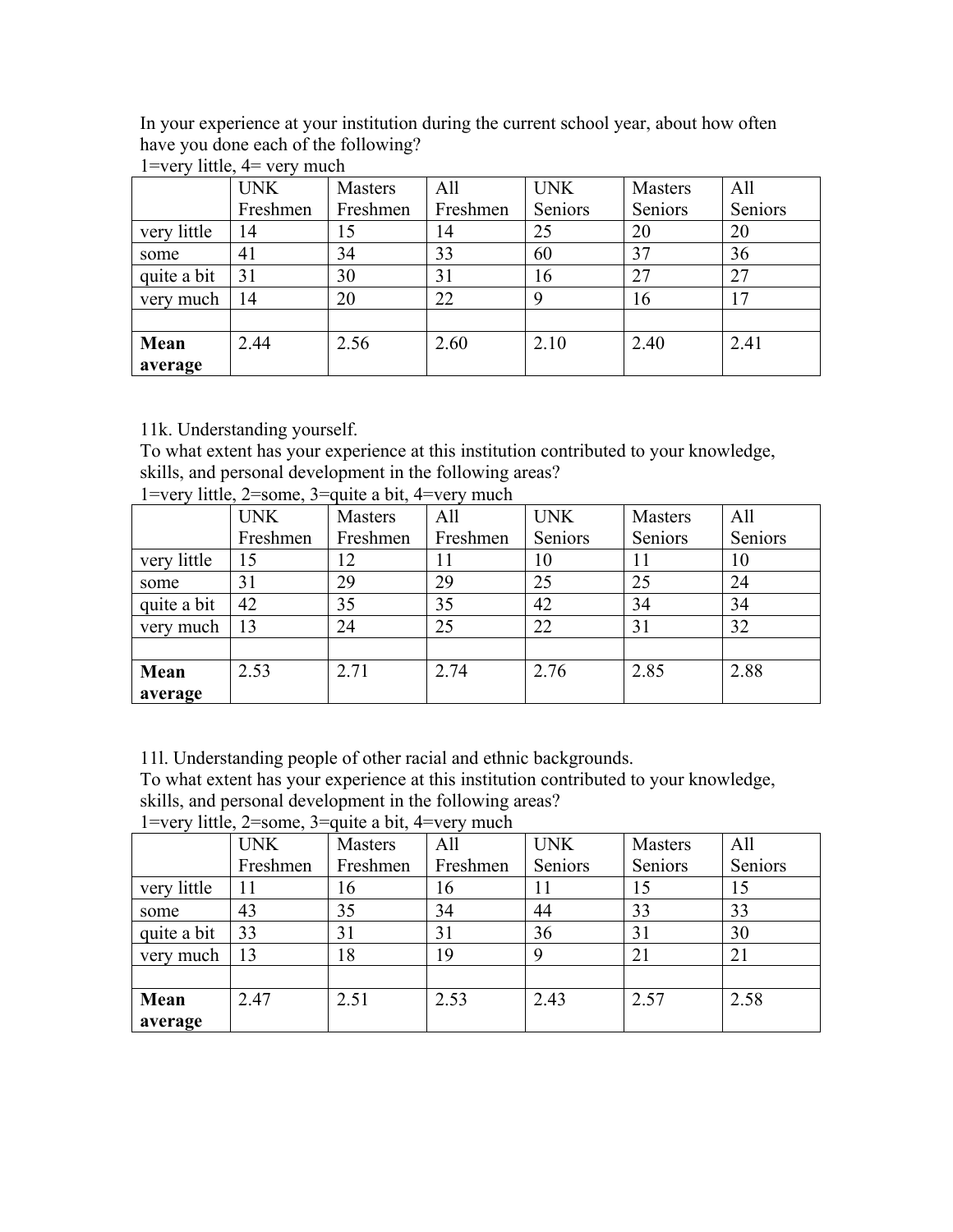In your experience at your institution during the current school year, about how often have you done each of the following?
1=very little, 4= very much

| | UNK Freshmen | Masters Freshmen | All Freshmen | UNK Seniors | Masters Seniors | All Seniors |
|---|---|---|---|---|---|---|
| very little | 14 | 15 | 14 | 25 | 20 | 20 |
| some | 41 | 34 | 33 | 60 | 37 | 36 |
| quite a bit | 31 | 30 | 31 | 16 | 27 | 27 |
| very much | 14 | 20 | 22 | 9 | 16 | 17 |
| | | | | | | |
| **Mean average** | 2.44 | 2.56 | 2.60 | 2.10 | 2.40 | 2.41 |

11k. Understanding yourself.
To what extent has your experience at this institution contributed to your knowledge, skills, and personal development in the following areas?
1=very little, 2=some, 3=quite a bit, 4=very much

| | UNK Freshmen | Masters Freshmen | All Freshmen | UNK Seniors | Masters Seniors | All Seniors |
|---|---|---|---|---|---|---|
| very little | 15 | 12 | 11 | 10 | 11 | 10 |
| some | 31 | 29 | 29 | 25 | 25 | 24 |
| quite a bit | 42 | 35 | 35 | 42 | 34 | 34 |
| very much | 13 | 24 | 25 | 22 | 31 | 32 |
| | | | | | | |
| **Mean average** | 2.53 | 2.71 | 2.74 | 2.76 | 2.85 | 2.88 |

11l. Understanding people of other racial and ethnic backgrounds.
To what extent has your experience at this institution contributed to your knowledge, skills, and personal development in the following areas?
1=very little, 2=some, 3=quite a bit, 4=very much

| | UNK Freshmen | Masters Freshmen | All Freshmen | UNK Seniors | Masters Seniors | All Seniors |
|---|---|---|---|---|---|---|
| very little | 11 | 16 | 16 | 11 | 15 | 15 |
| some | 43 | 35 | 34 | 44 | 33 | 33 |
| quite a bit | 33 | 31 | 31 | 36 | 31 | 30 |
| very much | 13 | 18 | 19 | 9 | 21 | 21 |
| | | | | | | |
| **Mean average** | 2.47 | 2.51 | 2.53 | 2.43 | 2.57 | 2.58 |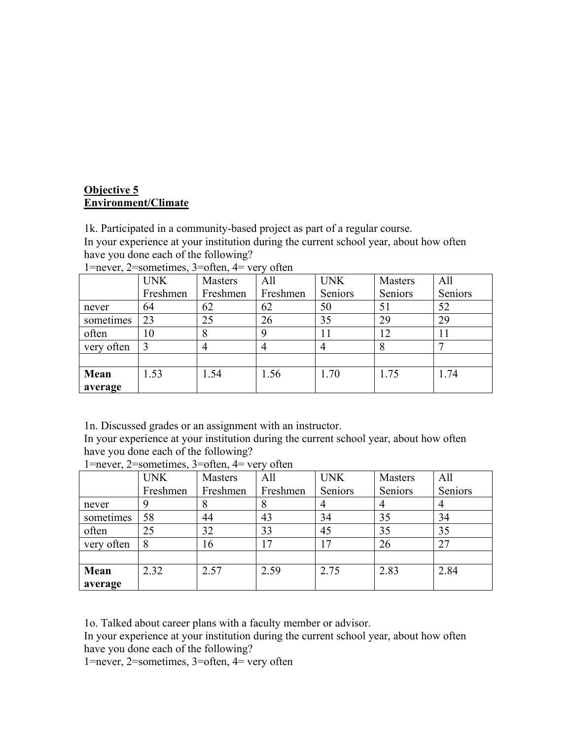**Objective 5**
**Environment/Climate**

1k. Participated in a community-based project as part of a regular course.
In your experience at your institution during the current school year, about how often have you done each of the following?
1=never, 2=sometimes, 3=often, 4= very often

| | UNK Freshmen | Masters Freshmen | All Freshmen | UNK Seniors | Masters Seniors | All Seniors |
|---|---|---|---|---|---|---|
| never | 64 | 62 | 62 | 50 | 51 | 52 |
| sometimes | 23 | 25 | 26 | 35 | 29 | 29 |
| often | 10 | 8 | 9 | 11 | 12 | 11 |
| very often | 3 | 4 | 4 | 4 | 8 | 7 |
| | | | | | | |
| **Mean average** | 1.53 | 1.54 | 1.56 | 1.70 | 1.75 | 1.74 |

1n. Discussed grades or an assignment with an instructor.
In your experience at your institution during the current school year, about how often have you done each of the following?
1=never, 2=sometimes, 3=often, 4= very often

| | UNK Freshmen | Masters Freshmen | All Freshmen | UNK Seniors | Masters Seniors | All Seniors |
|---|---|---|---|---|---|---|
| never | 9 | 8 | 8 | 4 | 4 | 4 |
| sometimes | 58 | 44 | 43 | 34 | 35 | 34 |
| often | 25 | 32 | 33 | 45 | 35 | 35 |
| very often | 8 | 16 | 17 | 17 | 26 | 27 |
| | | | | | | |
| **Mean average** | 2.32 | 2.57 | 2.59 | 2.75 | 2.83 | 2.84 |

1o. Talked about career plans with a faculty member or advisor.
In your experience at your institution during the current school year, about how often have you done each of the following?
1=never, 2=sometimes, 3=often, 4= very often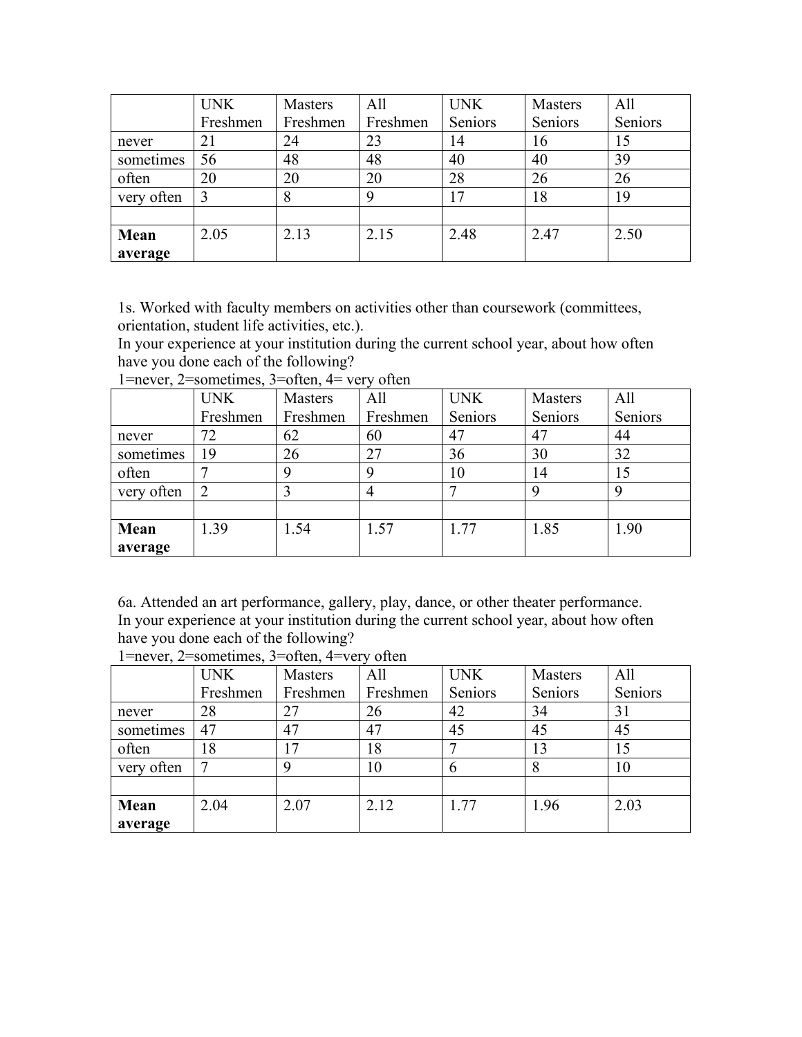|  | UNK Freshmen | Masters Freshmen | All Freshmen | UNK Seniors | Masters Seniors | All Seniors |
|---|---|---|---|---|---|---|
| never | 21 | 24 | 23 | 14 | 16 | 15 |
| sometimes | 56 | 48 | 48 | 40 | 40 | 39 |
| often | 20 | 20 | 20 | 28 | 26 | 26 |
| very often | 3 | 8 | 9 | 17 | 18 | 19 |
|  |  |  |  |  |  |  |
| **Mean average** | 2.05 | 2.13 | 2.15 | 2.48 | 2.47 | 2.50 |

1s. Worked with faculty members on activities other than coursework (committees, orientation, student life activities, etc.).
In your experience at your institution during the current school year, about how often have you done each of the following?
1=never, 2=sometimes, 3=often, 4= very often

|  | UNK Freshmen | Masters Freshmen | All Freshmen | UNK Seniors | Masters Seniors | All Seniors |
|---|---|---|---|---|---|---|
| never | 72 | 62 | 60 | 47 | 47 | 44 |
| sometimes | 19 | 26 | 27 | 36 | 30 | 32 |
| often | 7 | 9 | 9 | 10 | 14 | 15 |
| very often | 2 | 3 | 4 | 7 | 9 | 9 |
|  |  |  |  |  |  |  |
| **Mean average** | 1.39 | 1.54 | 1.57 | 1.77 | 1.85 | 1.90 |

6a. Attended an art performance, gallery, play, dance, or other theater performance.
In your experience at your institution during the current school year, about how often have you done each of the following?
1=never, 2=sometimes, 3=often, 4=very often

|  | UNK Freshmen | Masters Freshmen | All Freshmen | UNK Seniors | Masters Seniors | All Seniors |
|---|---|---|---|---|---|---|
| never | 28 | 27 | 26 | 42 | 34 | 31 |
| sometimes | 47 | 47 | 47 | 45 | 45 | 45 |
| often | 18 | 17 | 18 | 7 | 13 | 15 |
| very often | 7 | 9 | 10 | 6 | 8 | 10 |
|  |  |  |  |  |  |  |
| **Mean average** | 2.04 | 2.07 | 2.12 | 1.77 | 1.96 | 2.03 |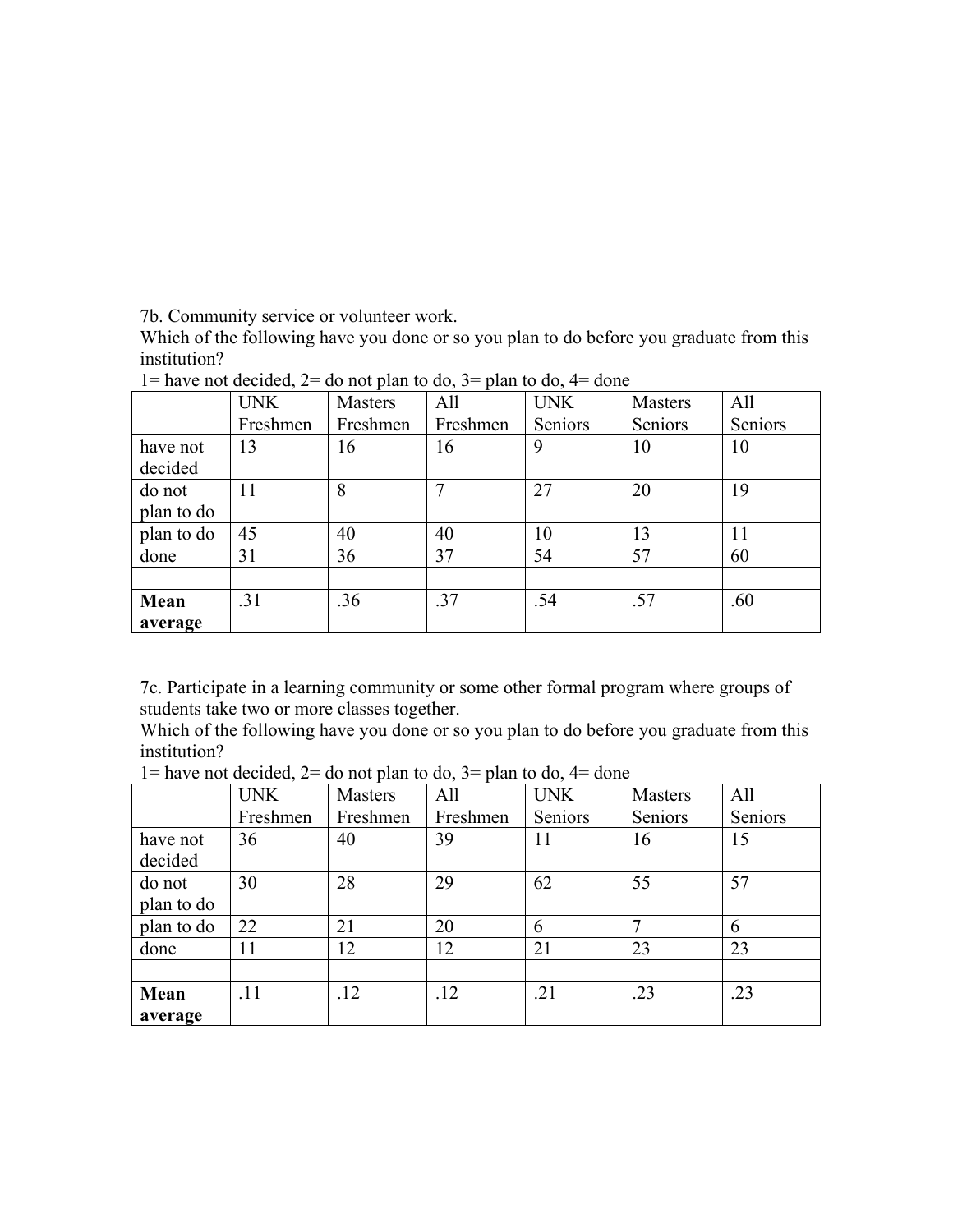7b. Community service or volunteer work.
Which of the following have you done or so you plan to do before you graduate from this institution?
1= have not decided, 2= do not plan to do, 3= plan to do, 4= done

| | UNK Freshmen | Masters Freshmen | All Freshmen | UNK Seniors | Masters Seniors | All Seniors |
|---|---|---|---|---|---|---|
| have not decided | 13 | 16 | 16 | 9 | 10 | 10 |
| do not plan to do | 11 | 8 | 7 | 27 | 20 | 19 |
| plan to do | 45 | 40 | 40 | 10 | 13 | 11 |
| done | 31 | 36 | 37 | 54 | 57 | 60 |
| | | | | | | |
| **Mean average** | .31 | .36 | .37 | .54 | .57 | .60 |

7c. Participate in a learning community or some other formal program where groups of students take two or more classes together.
Which of the following have you done or so you plan to do before you graduate from this institution?
1= have not decided, 2= do not plan to do, 3= plan to do, 4= done

| | UNK Freshmen | Masters Freshmen | All Freshmen | UNK Seniors | Masters Seniors | All Seniors |
|---|---|---|---|---|---|---|
| have not decided | 36 | 40 | 39 | 11 | 16 | 15 |
| do not plan to do | 30 | 28 | 29 | 62 | 55 | 57 |
| plan to do | 22 | 21 | 20 | 6 | 7 | 6 |
| done | 11 | 12 | 12 | 21 | 23 | 23 |
| | | | | | | |
| **Mean average** | .11 | .12 | .12 | .21 | .23 | .23 |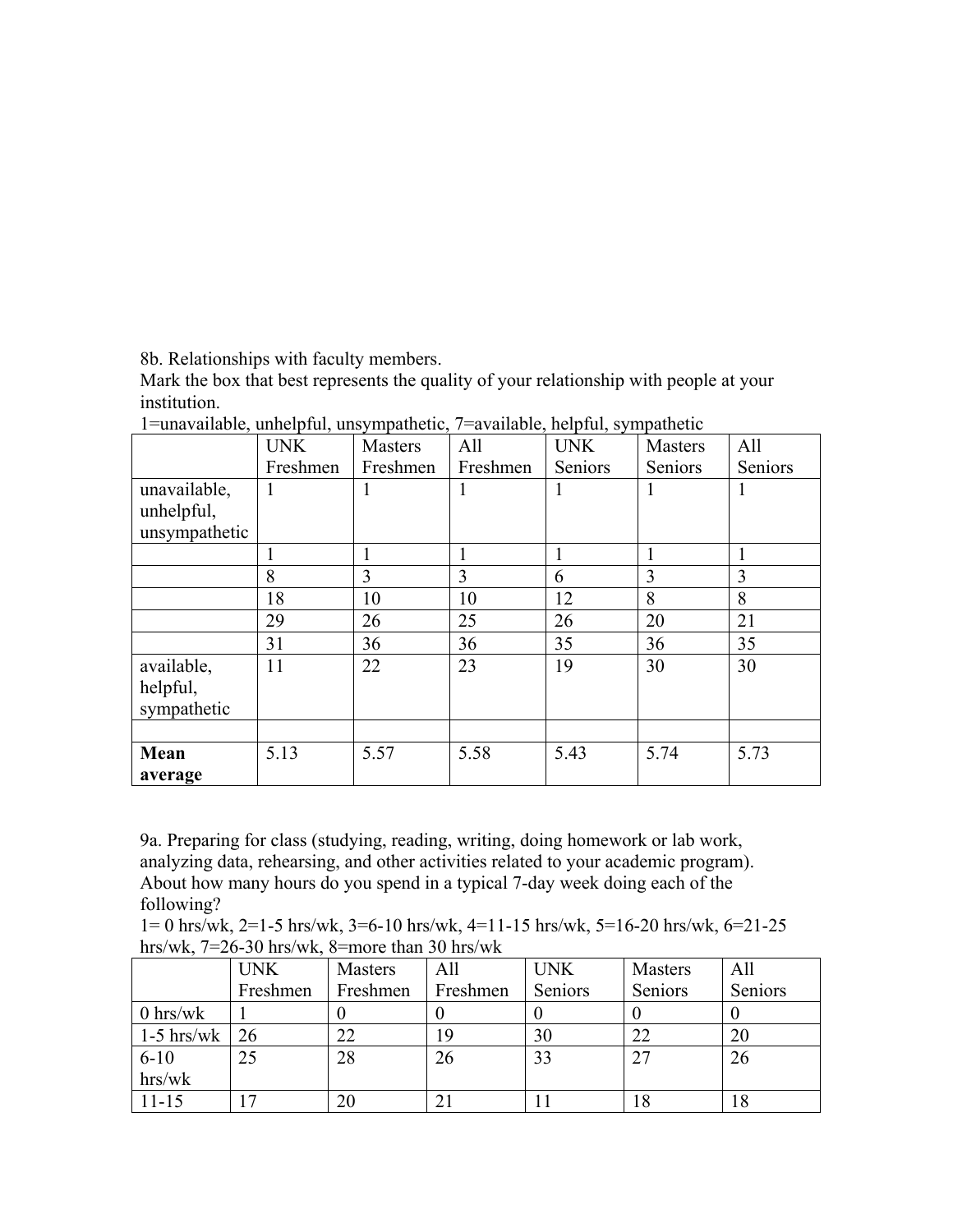8b. Relationships with faculty members.
Mark the box that best represents the quality of your relationship with people at your institution.
1=unavailable, unhelpful, unsympathetic, 7=available, helpful, sympathetic

| | UNK Freshmen | Masters Freshmen | All Freshmen | UNK Seniors | Masters Seniors | All Seniors |
|---|---|---|---|---|---|---|
| unavailable, unhelpful, unsympathetic | 1 | 1 | 1 | 1 | 1 | 1 |
| | 1 | 1 | 1 | 1 | 1 | 1 |
| | 8 | 3 | 3 | 6 | 3 | 3 |
| | 18 | 10 | 10 | 12 | 8 | 8 |
| | 29 | 26 | 25 | 26 | 20 | 21 |
| | 31 | 36 | 36 | 35 | 36 | 35 |
| available, helpful, sympathetic | 11 | 22 | 23 | 19 | 30 | 30 |
| | | | | | | |
| **Mean average** | 5.13 | 5.57 | 5.58 | 5.43 | 5.74 | 5.73 |

9a. Preparing for class (studying, reading, writing, doing homework or lab work, analyzing data, rehearsing, and other activities related to your academic program). About how many hours do you spend in a typical 7-day week doing each of the following?
1= 0 hrs/wk, 2=1-5 hrs/wk, 3=6-10 hrs/wk, 4=11-15 hrs/wk, 5=16-20 hrs/wk, 6=21-25 hrs/wk, 7=26-30 hrs/wk, 8=more than 30 hrs/wk

| | UNK Freshmen | Masters Freshmen | All Freshmen | UNK Seniors | Masters Seniors | All Seniors |
|---|---|---|---|---|---|---|
| 0 hrs/wk | 1 | 0 | 0 | 0 | 0 | 0 |
| 1-5 hrs/wk | 26 | 22 | 19 | 30 | 22 | 20 |
| 6-10 hrs/wk | 25 | 28 | 26 | 33 | 27 | 26 |
| 11-15 | 17 | 20 | 21 | 11 | 18 | 18 |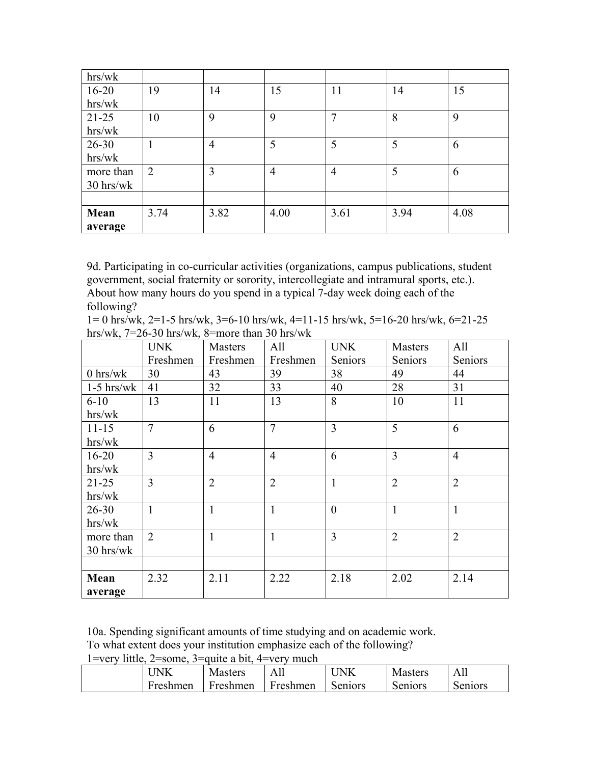| | | | | | | |
|---|---|---|---|---|---|---|
| hrs/wk | | | | | | |
| 16-20 hrs/wk | 19 | 14 | 15 | 11 | 14 | 15 |
| 21-25 hrs/wk | 10 | 9 | 9 | 7 | 8 | 9 |
| 26-30 hrs/wk | 1 | 4 | 5 | 5 | 5 | 6 |
| more than 30 hrs/wk | 2 | 3 | 4 | 4 | 5 | 6 |
| | | | | | | |
| **Mean average** | 3.74 | 3.82 | 4.00 | 3.61 | 3.94 | 4.08 |

9d. Participating in co-curricular activities (organizations, campus publications, student government, social fraternity or sorority, intercollegiate and intramural sports, etc.). About how many hours do you spend in a typical 7-day week doing each of the following?
1= 0 hrs/wk, 2=1-5 hrs/wk, 3=6-10 hrs/wk, 4=11-15 hrs/wk, 5=16-20 hrs/wk, 6=21-25 hrs/wk, 7=26-30 hrs/wk, 8=more than 30 hrs/wk

| | UNK Freshmen | Masters Freshmen | All Freshmen | UNK Seniors | Masters Seniors | All Seniors |
|---|---|---|---|---|---|---|
| 0 hrs/wk | 30 | 43 | 39 | 38 | 49 | 44 |
| 1-5 hrs/wk | 41 | 32 | 33 | 40 | 28 | 31 |
| 6-10 hrs/wk | 13 | 11 | 13 | 8 | 10 | 11 |
| 11-15 hrs/wk | 7 | 6 | 7 | 3 | 5 | 6 |
| 16-20 hrs/wk | 3 | 4 | 4 | 6 | 3 | 4 |
| 21-25 hrs/wk | 3 | 2 | 2 | 1 | 2 | 2 |
| 26-30 hrs/wk | 1 | 1 | 1 | 0 | 1 | 1 |
| more than 30 hrs/wk | 2 | 1 | 1 | 3 | 2 | 2 |
| | | | | | | |
| **Mean average** | 2.32 | 2.11 | 2.22 | 2.18 | 2.02 | 2.14 |

10a. Spending significant amounts of time studying and on academic work.
To what extent does your institution emphasize each of the following?
1=very little, 2=some, 3=quite a bit, 4=very much

| | UNK Freshmen | Masters Freshmen | All Freshmen | UNK Seniors | Masters Seniors | All Seniors |
|---|---|---|---|---|---|---|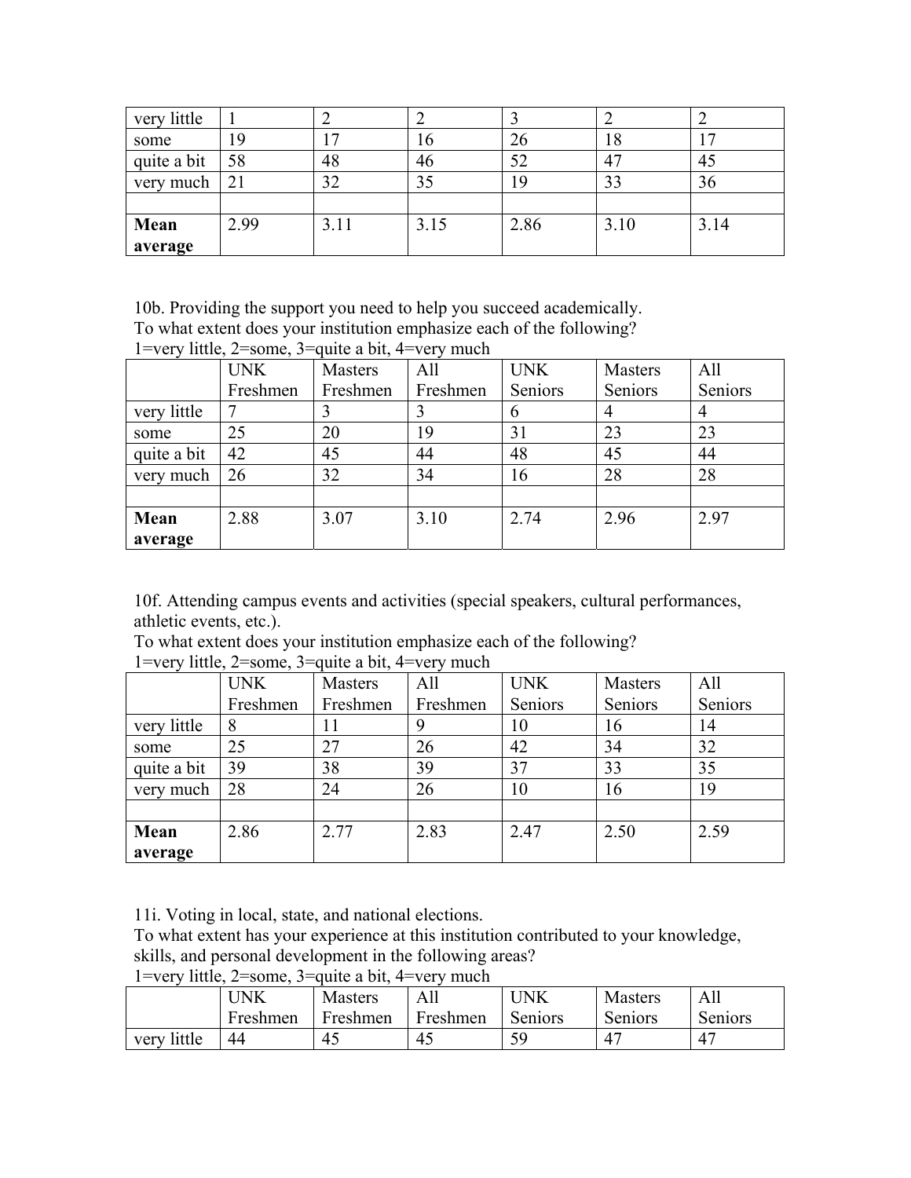| | | | | | | |
|---|---|---|---|---|---|---|
| very little | 1 | 2 | 2 | 3 | 2 | 2 |
| some | 19 | 17 | 16 | 26 | 18 | 17 |
| quite a bit | 58 | 48 | 46 | 52 | 47 | 45 |
| very much | 21 | 32 | 35 | 19 | 33 | 36 |
| | | | | | | |
| **Mean average** | 2.99 | 3.11 | 3.15 | 2.86 | 3.10 | 3.14 |

10b. Providing the support you need to help you succeed academically.
To what extent does your institution emphasize each of the following?
1=very little, 2=some, 3=quite a bit, 4=very much

| | UNK Freshmen | Masters Freshmen | All Freshmen | UNK Seniors | Masters Seniors | All Seniors |
|---|---|---|---|---|---|---|
| very little | 7 | 3 | 3 | 6 | 4 | 4 |
| some | 25 | 20 | 19 | 31 | 23 | 23 |
| quite a bit | 42 | 45 | 44 | 48 | 45 | 44 |
| very much | 26 | 32 | 34 | 16 | 28 | 28 |
| | | | | | | |
| **Mean average** | 2.88 | 3.07 | 3.10 | 2.74 | 2.96 | 2.97 |

10f. Attending campus events and activities (special speakers, cultural performances, athletic events, etc.).
To what extent does your institution emphasize each of the following?
1=very little, 2=some, 3=quite a bit, 4=very much

| | UNK Freshmen | Masters Freshmen | All Freshmen | UNK Seniors | Masters Seniors | All Seniors |
|---|---|---|---|---|---|---|
| very little | 8 | 11 | 9 | 10 | 16 | 14 |
| some | 25 | 27 | 26 | 42 | 34 | 32 |
| quite a bit | 39 | 38 | 39 | 37 | 33 | 35 |
| very much | 28 | 24 | 26 | 10 | 16 | 19 |
| | | | | | | |
| **Mean average** | 2.86 | 2.77 | 2.83 | 2.47 | 2.50 | 2.59 |

11i. Voting in local, state, and national elections.
To what extent has your experience at this institution contributed to your knowledge, skills, and personal development in the following areas?
1=very little, 2=some, 3=quite a bit, 4=very much

| | UNK Freshmen | Masters Freshmen | All Freshmen | UNK Seniors | Masters Seniors | All Seniors |
|---|---|---|---|---|---|---|
| very little | 44 | 45 | 45 | 59 | 47 | 47 |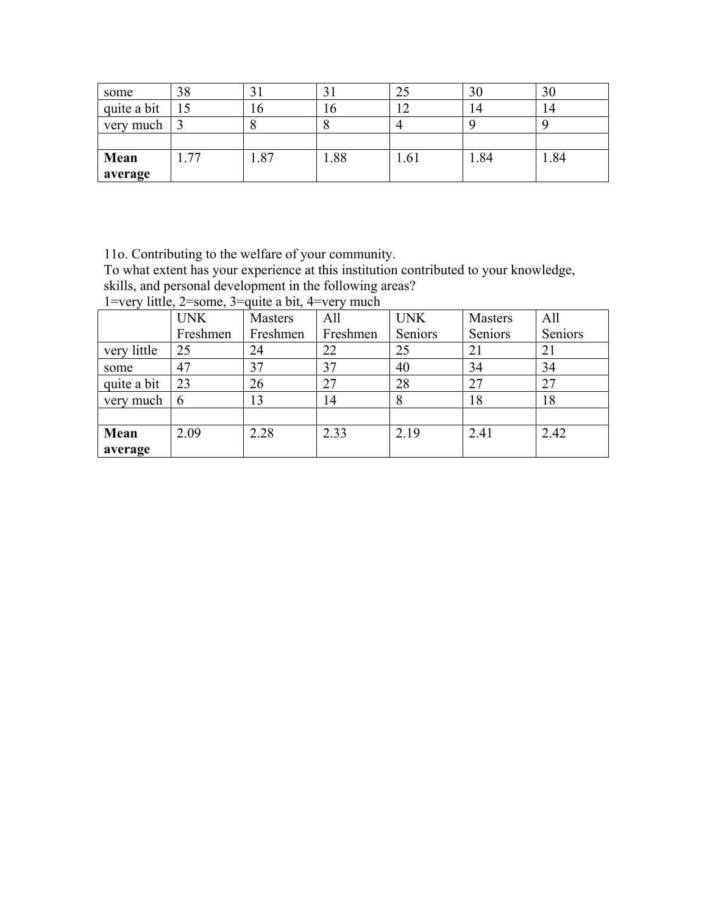| | | | | | | |
|---|---|---|---|---|---|---|
| some | 38 | 31 | 31 | 25 | 30 | 30 |
| quite a bit | 15 | 16 | 16 | 12 | 14 | 14 |
| very much | 3 | 8 | 8 | 4 | 9 | 9 |
| | | | | | | |
| **Mean average** | 1.77 | 1.87 | 1.88 | 1.61 | 1.84 | 1.84 |

11o. Contributing to the welfare of your community.
To what extent has your experience at this institution contributed to your knowledge, skills, and personal development in the following areas?
1=very little, 2=some, 3=quite a bit, 4=very much

| | UNK Freshmen | Masters Freshmen | All Freshmen | UNK Seniors | Masters Seniors | All Seniors |
|---|---|---|---|---|---|---|
| very little | 25 | 24 | 22 | 25 | 21 | 21 |
| some | 47 | 37 | 37 | 40 | 34 | 34 |
| quite a bit | 23 | 26 | 27 | 28 | 27 | 27 |
| very much | 6 | 13 | 14 | 8 | 18 | 18 |
| | | | | | | |
| **Mean average** | 2.09 | 2.28 | 2.33 | 2.19 | 2.41 | 2.42 |